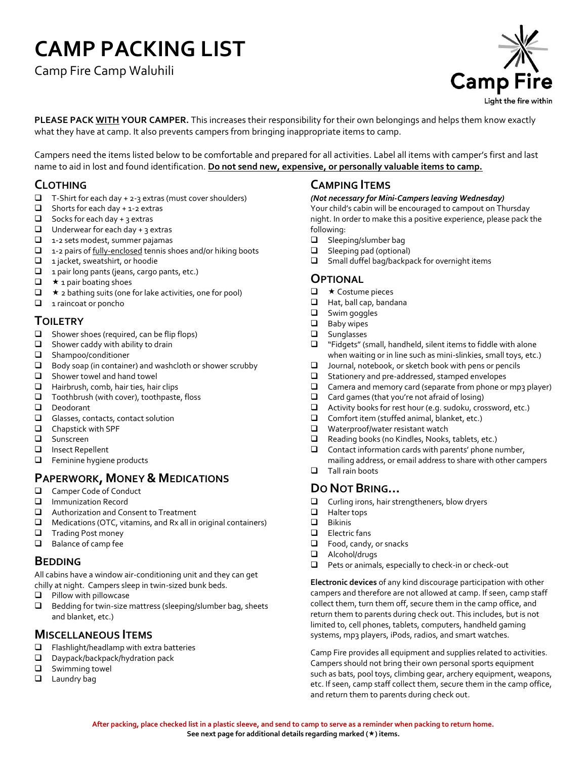# CAMP PACKING LIST

Camp Fire Camp Waluhili

Camp Fire
Light the fire within

**PLEASE PACK <u>WITH</u> YOUR CAMPER.** This increases their responsibility for their own belongings and helps them know exactly what they have at camp. It also prevents campers from bringing inappropriate items to camp.

Campers need the items listed below to be comfortable and prepared for all activities. Label all items with camper's first and last name to aid in lost and found identification. **<u>Do not send new, expensive, or personally valuable items to camp.</u>**

## Clothing

- ❑ T-Shirt for each day + 2-3 extras (must cover shoulders)
- ❑ Shorts for each day + 1-2 extras
- ❑ Socks for each day + 3 extras
- ❑ Underwear for each day + 3 extras
- ❑ 1-2 sets modest, summer pajamas
- ❑ 1-2 pairs of <u>fully-enclosed</u> tennis shoes and/or hiking boots
- ❑ 1 jacket, sweatshirt, or hoodie
- ❑ 1 pair long pants (jeans, cargo pants, etc.)
- ❑ ★ 1 pair boating shoes
- ❑ ★ 2 bathing suits (one for lake activities, one for pool)
- ❑ 1 raincoat or poncho

## Toiletry

- ❑ Shower shoes (required, can be flip flops)
- ❑ Shower caddy with ability to drain
- ❑ Shampoo/conditioner
- ❑ Body soap (in container) and washcloth or shower scrubby
- ❑ Shower towel and hand towel
- ❑ Hairbrush, comb, hair ties, hair clips
- ❑ Toothbrush (with cover), toothpaste, floss
- ❑ Deodorant
- ❑ Glasses, contacts, contact solution
- ❑ Chapstick with SPF
- ❑ Sunscreen
- ❑ Insect Repellent
- ❑ Feminine hygiene products

## Paperwork, Money & Medications

- ❑ Camper Code of Conduct
- ❑ Immunization Record
- ❑ Authorization and Consent to Treatment
- ❑ Medications (OTC, vitamins, and Rx all in original containers)
- ❑ Trading Post money
- ❑ Balance of camp fee

## Bedding

All cabins have a window air-conditioning unit and they can get chilly at night. Campers sleep in twin-sized bunk beds.

- ❑ Pillow with pillowcase
- ❑ Bedding for twin-size mattress (sleeping/slumber bag, sheets and blanket, etc.)

## Miscellaneous Items

- ❑ Flashlight/headlamp with extra batteries
- ❑ Daypack/backpack/hydration pack
- ❑ Swimming towel
- ❑ Laundry bag

## Camping Items

***(Not necessary for Mini-Campers leaving Wednesday)***

Your child's cabin will be encouraged to campout on Thursday night. In order to make this a positive experience, please pack the following:

- ❑ Sleeping/slumber bag
- ❑ Sleeping pad (optional)
- ❑ Small duffel bag/backpack for overnight items

## Optional

- ❑ ★ Costume pieces
- ❑ Hat, ball cap, bandana
- ❑ Swim goggles
- ❑ Baby wipes
- ❑ Sunglasses
- ❑ "Fidgets" (small, handheld, silent items to fiddle with alone when waiting or in line such as mini-slinkies, small toys, etc.)
- ❑ Journal, notebook, or sketch book with pens or pencils
- ❑ Stationery and pre-addressed, stamped envelopes
- ❑ Camera and memory card (separate from phone or mp3 player)
- ❑ Card games (that you're not afraid of losing)
- ❑ Activity books for rest hour (e.g. sudoku, crossword, etc.)
- ❑ Comfort item (stuffed animal, blanket, etc.)
- ❑ Waterproof/water resistant watch
- ❑ Reading books (no Kindles, Nooks, tablets, etc.)
- ❑ Contact information cards with parents' phone number, mailing address, or email address to share with other campers
- ❑ Tall rain boots

## Do Not Bring…

- ❑ Curling irons, hair strengtheners, blow dryers
- ❑ Halter tops
- ❑ Bikinis
- ❑ Electric fans
- ❑ Food, candy, or snacks
- ❑ Alcohol/drugs
- ❑ Pets or animals, especially to check-in or check-out

**Electronic devices** of any kind discourage participation with other campers and therefore are not allowed at camp. If seen, camp staff collect them, turn them off, secure them in the camp office, and return them to parents during check out. This includes, but is not limited to, cell phones, tablets, computers, handheld gaming systems, mp3 players, iPods, radios, and smart watches.

Camp Fire provides all equipment and supplies related to activities. Campers should not bring their own personal sports equipment such as bats, pool toys, climbing gear, archery equipment, weapons, etc. If seen, camp staff collect them, secure them in the camp office, and return them to parents during check out.

**After packing, place checked list in a plastic sleeve, and send to camp to serve as a reminder when packing to return home.**
**See next page for additional details regarding marked (★) items.**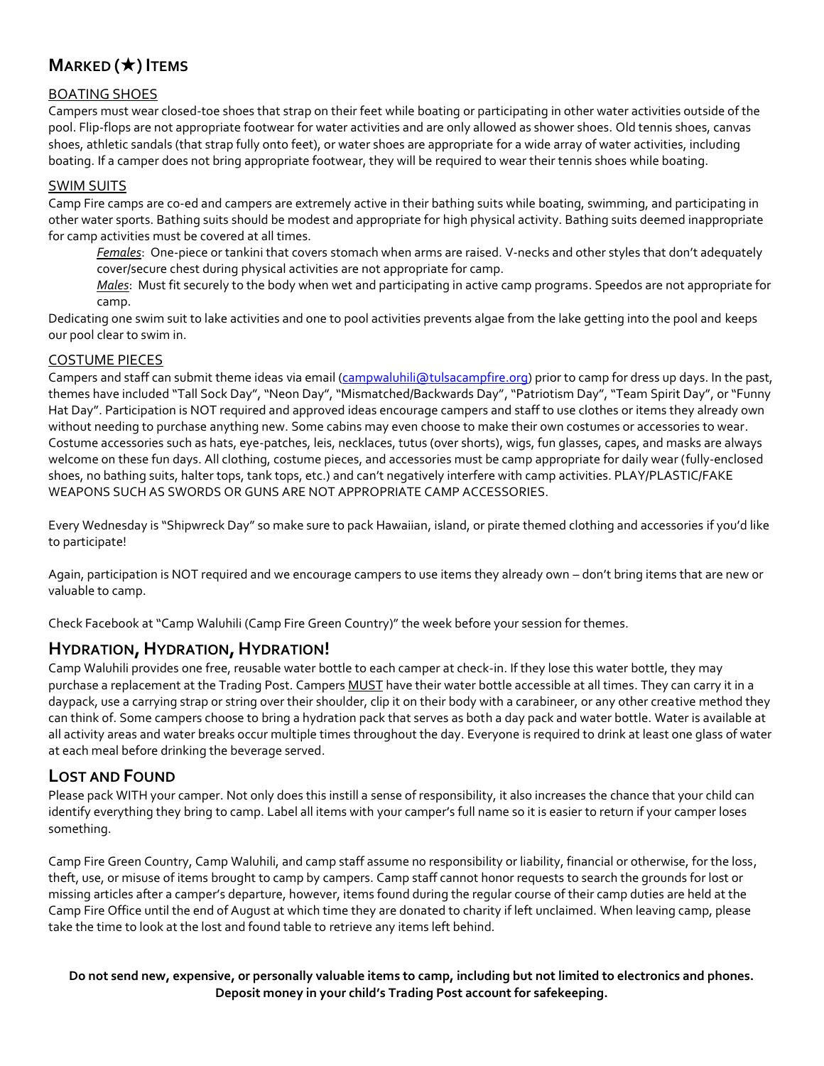## Marked (★) Items

### BOATING SHOES

Campers must wear closed-toe shoes that strap on their feet while boating or participating in other water activities outside of the pool. Flip-flops are not appropriate footwear for water activities and are only allowed as shower shoes. Old tennis shoes, canvas shoes, athletic sandals (that strap fully onto feet), or water shoes are appropriate for a wide array of water activities, including boating. If a camper does not bring appropriate footwear, they will be required to wear their tennis shoes while boating.

### SWIM SUITS

Camp Fire camps are co-ed and campers are extremely active in their bathing suits while boating, swimming, and participating in other water sports. Bathing suits should be modest and appropriate for high physical activity. Bathing suits deemed inappropriate for camp activities must be covered at all times.

*Females*: One-piece or tankini that covers stomach when arms are raised. V-necks and other styles that don't adequately cover/secure chest during physical activities are not appropriate for camp.

*Males*: Must fit securely to the body when wet and participating in active camp programs. Speedos are not appropriate for camp.

Dedicating one swim suit to lake activities and one to pool activities prevents algae from the lake getting into the pool and keeps our pool clear to swim in.

### COSTUME PIECES

Campers and staff can submit theme ideas via email (campwaluhili@tulsacampfire.org) prior to camp for dress up days. In the past, themes have included "Tall Sock Day", "Neon Day", "Mismatched/Backwards Day", "Patriotism Day", "Team Spirit Day", or "Funny Hat Day". Participation is NOT required and approved ideas encourage campers and staff to use clothes or items they already own without needing to purchase anything new. Some cabins may even choose to make their own costumes or accessories to wear. Costume accessories such as hats, eye-patches, leis, necklaces, tutus (over shorts), wigs, fun glasses, capes, and masks are always welcome on these fun days. All clothing, costume pieces, and accessories must be camp appropriate for daily wear (fully-enclosed shoes, no bathing suits, halter tops, tank tops, etc.) and can't negatively interfere with camp activities. PLAY/PLASTIC/FAKE WEAPONS SUCH AS SWORDS OR GUNS ARE NOT APPROPRIATE CAMP ACCESSORIES.

Every Wednesday is "Shipwreck Day" so make sure to pack Hawaiian, island, or pirate themed clothing and accessories if you'd like to participate!

Again, participation is NOT required and we encourage campers to use items they already own – don't bring items that are new or valuable to camp.

Check Facebook at "Camp Waluhili (Camp Fire Green Country)" the week before your session for themes.

## Hydration, Hydration, Hydration!

Camp Waluhili provides one free, reusable water bottle to each camper at check-in. If they lose this water bottle, they may purchase a replacement at the Trading Post. Campers MUST have their water bottle accessible at all times. They can carry it in a daypack, use a carrying strap or string over their shoulder, clip it on their body with a carabineer, or any other creative method they can think of. Some campers choose to bring a hydration pack that serves as both a day pack and water bottle. Water is available at all activity areas and water breaks occur multiple times throughout the day. Everyone is required to drink at least one glass of water at each meal before drinking the beverage served.

## Lost and Found

Please pack WITH your camper. Not only does this instill a sense of responsibility, it also increases the chance that your child can identify everything they bring to camp. Label all items with your camper's full name so it is easier to return if your camper loses something.

Camp Fire Green Country, Camp Waluhili, and camp staff assume no responsibility or liability, financial or otherwise, for the loss, theft, use, or misuse of items brought to camp by campers. Camp staff cannot honor requests to search the grounds for lost or missing articles after a camper's departure, however, items found during the regular course of their camp duties are held at the Camp Fire Office until the end of August at which time they are donated to charity if left unclaimed. When leaving camp, please take the time to look at the lost and found table to retrieve any items left behind.

**Do not send new, expensive, or personally valuable items to camp, including but not limited to electronics and phones. Deposit money in your child's Trading Post account for safekeeping.**